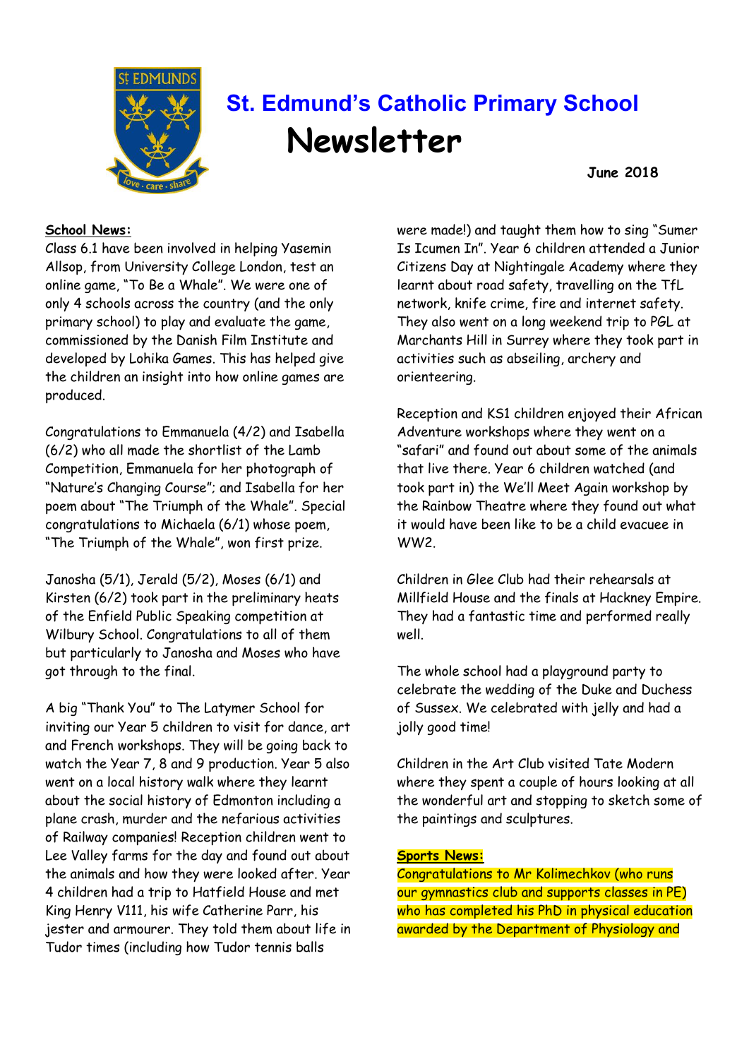# St. Edmund's Catholic Primary School

# Newsletter

**June 2018**

**School News:**

Class 6.1 have been involved in helping Yasemin Allsop, from University College London, test an online game, "To Be a Whale". We were one of only 4 schools across the country (and the only primary school) to play and evaluate the game, commissioned by the Danish Film Institute and developed by Lohika Games. This has helped give the children an insight into how online games are produced.

Congratulations to Emmanuela (4/2) and Isabella (6/2) who all made the shortlist of the Lamb Competition, Emmanuela for her photograph of "Nature's Changing Course"; and Isabella for her poem about "The Triumph of the Whale". Special congratulations to Michaela (6/1) whose poem, "The Triumph of the Whale", won first prize.

Janosha (5/1), Jerald (5/2), Moses (6/1) and Kirsten (6/2) took part in the preliminary heats of the Enfield Public Speaking competition at Wilbury School. Congratulations to all of them but particularly to Janosha and Moses who have got through to the final.

A big "Thank You" to The Latymer School for inviting our Year 5 children to visit for dance, art and French workshops. They will be going back to watch the Year 7, 8 and 9 production. Year 5 also went on a local history walk where they learnt about the social history of Edmonton including a plane crash, murder and the nefarious activities of Railway companies! Reception children went to Lee Valley farms for the day and found out about the animals and how they were looked after. Year 4 children had a trip to Hatfield House and met King Henry V111, his wife Catherine Parr, his jester and armourer. They told them about life in Tudor times (including how Tudor tennis balls were made!) and taught them how to sing "Sumer Is Icumen In". Year 6 children attended a Junior Citizens Day at Nightingale Academy where they learnt about road safety, travelling on the TfL network, knife crime, fire and internet safety. They also went on a long weekend trip to PGL at Marchants Hill in Surrey where they took part in activities such as abseiling, archery and orienteering.

Reception and KS1 children enjoyed their African Adventure workshops where they went on a "safari" and found out about some of the animals that live there. Year 6 children watched (and took part in) the We'll Meet Again workshop by the Rainbow Theatre where they found out what it would have been like to be a child evacuee in WW2.

Children in Glee Club had their rehearsals at Millfield House and the finals at Hackney Empire. They had a fantastic time and performed really well.

The whole school had a playground party to celebrate the wedding of the Duke and Duchess of Sussex. We celebrated with jelly and had a jolly good time!

Children in the Art Club visited Tate Modern where they spent a couple of hours looking at all the wonderful art and stopping to sketch some of the paintings and sculptures.

**Sports News:**

Congratulations to Mr Kolimechkov (who runs our gymnastics club and supports classes in PE) who has completed his PhD in physical education awarded by the Department of Physiology and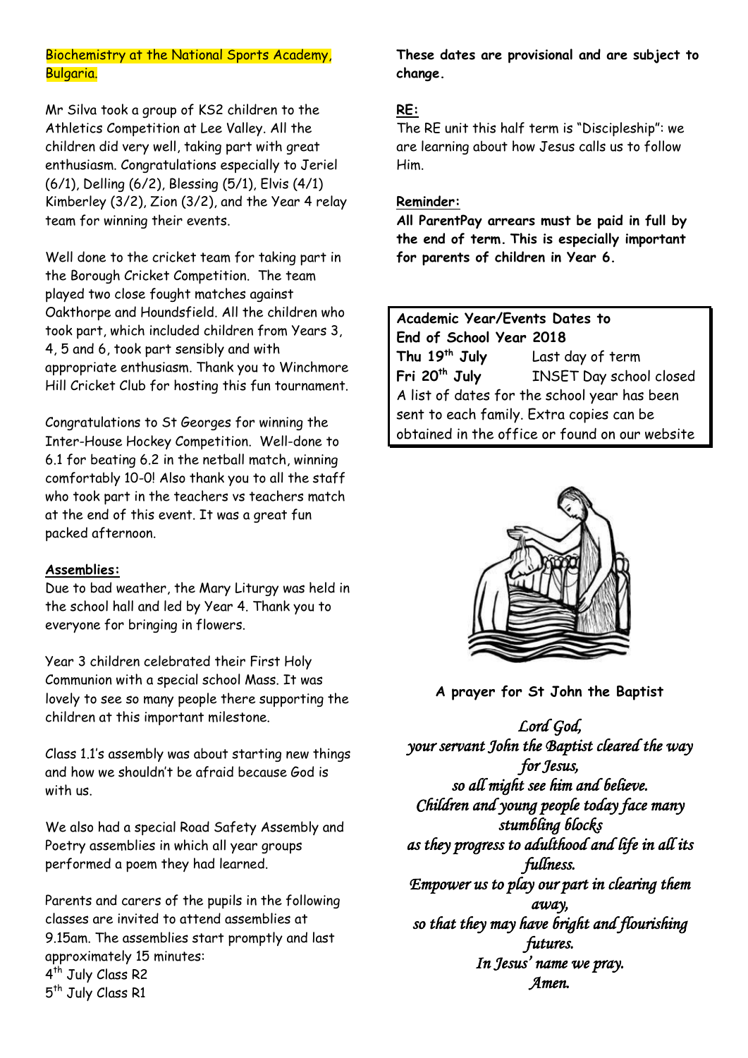Biochemistry at the National Sports Academy, Bulgaria.

Mr Silva took a group of KS2 children to the Athletics Competition at Lee Valley. All the children did very well, taking part with great enthusiasm. Congratulations especially to Jeriel (6/1), Delling (6/2), Blessing (5/1), Elvis (4/1) Kimberley (3/2), Zion (3/2), and the Year 4 relay team for winning their events.

Well done to the cricket team for taking part in the Borough Cricket Competition. The team played two close fought matches against Oakthorpe and Houndsfield. All the children who took part, which included children from Years 3, 4, 5 and 6, took part sensibly and with appropriate enthusiasm. Thank you to Winchmore Hill Cricket Club for hosting this fun tournament.

Congratulations to St Georges for winning the Inter-House Hockey Competition. Well-done to 6.1 for beating 6.2 in the netball match, winning comfortably 10-0! Also thank you to all the staff who took part in the teachers vs teachers match at the end of this event. It was a great fun packed afternoon.

**Assemblies:**

Due to bad weather, the Mary Liturgy was held in the school hall and led by Year 4. Thank you to everyone for bringing in flowers.

Year 3 children celebrated their First Holy Communion with a special school Mass. It was lovely to see so many people there supporting the children at this important milestone.

Class 1.1's assembly was about starting new things and how we shouldn't be afraid because God is with us.

We also had a special Road Safety Assembly and Poetry assemblies in which all year groups performed a poem they had learned.

Parents and carers of the pupils in the following classes are invited to attend assemblies at 9.15am. The assemblies start promptly and last approximately 15 minutes:

4th July Class R2
5th July Class R1

**These dates are provisional and are subject to change.**

**RE:**

The RE unit this half term is "Discipleship": we are learning about how Jesus calls us to follow Him.

**Reminder:**

**All ParentPay arrears must be paid in full by the end of term. This is especially important for parents of children in Year 6.**

| | |
|---|---|
| **Academic Year/Events Dates to End of School Year 2018** | |
| **Thu 19th July** | Last day of term |
| **Fri 20th July** | INSET Day school closed |
| A list of dates for the school year has been sent to each family. Extra copies can be obtained in the office or found on our website | |

**A prayer for St John the Baptist**

*Lord God,*
*your servant John the Baptist cleared the way for Jesus,*
*so all might see him and believe.*
*Children and young people today face many stumbling blocks*
*as they progress to adulthood and life in all its fullness.*
*Empower us to play our part in clearing them away,*
*so that they may have bright and flourishing futures.*
*In Jesus' name we pray.*
*Amen.*